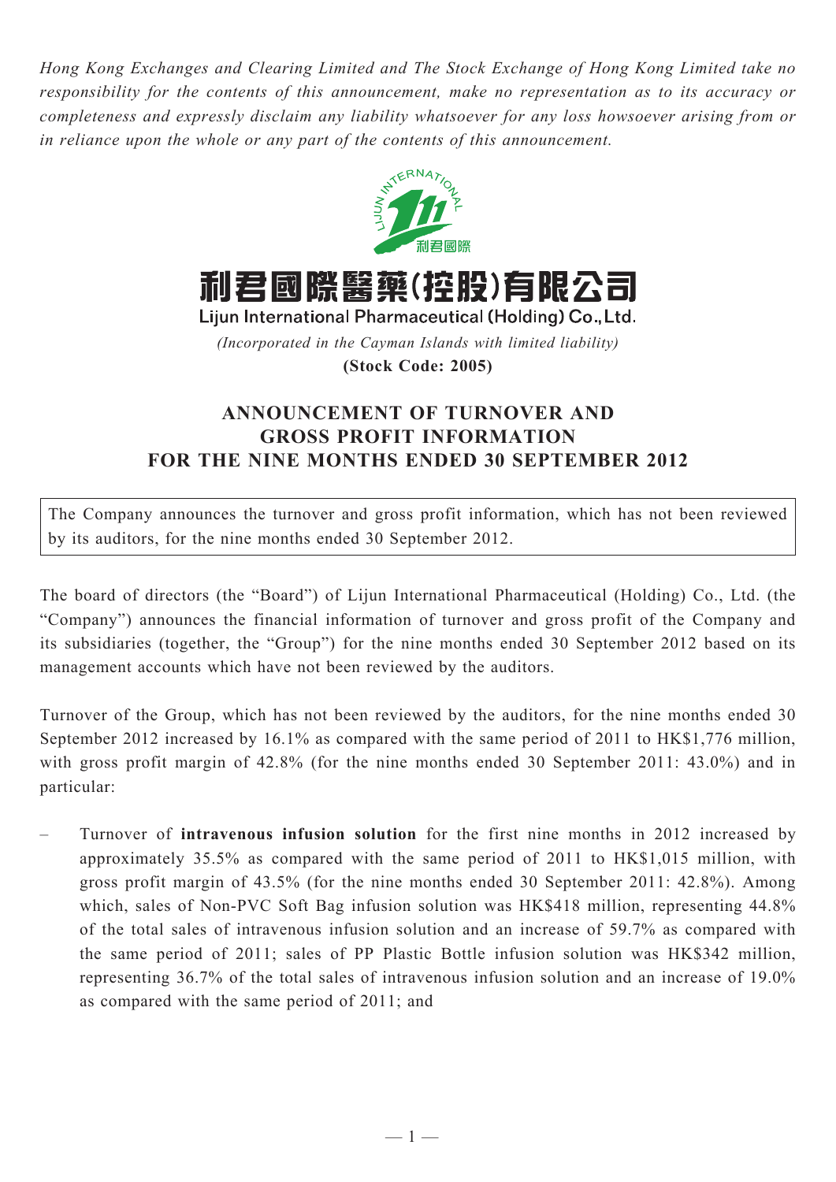*Hong Kong Exchanges and Clearing Limited and The Stock Exchange of Hong Kong Limited take no responsibility for the contents of this announcement, make no representation as to its accuracy or completeness and expressly disclaim any liability whatsoever for any loss howsoever arising from or in reliance upon the whole or any part of the contents of this announcement.*

# 利君國際醫藥(控股)有限公司

**Lijun International Pharmaceutical (Holding) Co., Ltd.**

*(Incorporated in the Cayman Islands with limited liability)*

**(Stock Code: 2005)**

## ANNOUNCEMENT OF TURNOVER AND GROSS PROFIT INFORMATION FOR THE NINE MONTHS ENDED 30 SEPTEMBER 2012

The Company announces the turnover and gross profit information, which has not been reviewed by its auditors, for the nine months ended 30 September 2012.

The board of directors (the "Board") of Lijun International Pharmaceutical (Holding) Co., Ltd. (the "Company") announces the financial information of turnover and gross profit of the Company and its subsidiaries (together, the "Group") for the nine months ended 30 September 2012 based on its management accounts which have not been reviewed by the auditors.

Turnover of the Group, which has not been reviewed by the auditors, for the nine months ended 30 September 2012 increased by 16.1% as compared with the same period of 2011 to HK$1,776 million, with gross profit margin of 42.8% (for the nine months ended 30 September 2011: 43.0%) and in particular:

– Turnover of **intravenous infusion solution** for the first nine months in 2012 increased by approximately 35.5% as compared with the same period of 2011 to HK$1,015 million, with gross profit margin of 43.5% (for the nine months ended 30 September 2011: 42.8%). Among which, sales of Non-PVC Soft Bag infusion solution was HK$418 million, representing 44.8% of the total sales of intravenous infusion solution and an increase of 59.7% as compared with the same period of 2011; sales of PP Plastic Bottle infusion solution was HK$342 million, representing 36.7% of the total sales of intravenous infusion solution and an increase of 19.0% as compared with the same period of 2011; and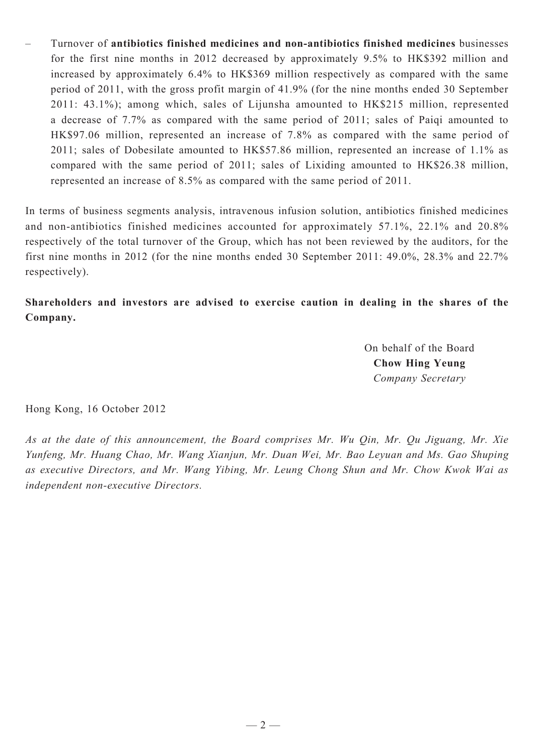– Turnover of **antibiotics finished medicines and non-antibiotics finished medicines** businesses for the first nine months in 2012 decreased by approximately 9.5% to HK$392 million and increased by approximately 6.4% to HK$369 million respectively as compared with the same period of 2011, with the gross profit margin of 41.9% (for the nine months ended 30 September 2011: 43.1%); among which, sales of Lijunsha amounted to HK$215 million, represented a decrease of 7.7% as compared with the same period of 2011; sales of Paiqi amounted to HK$97.06 million, represented an increase of 7.8% as compared with the same period of 2011; sales of Dobesilate amounted to HK$57.86 million, represented an increase of 1.1% as compared with the same period of 2011; sales of Lixiding amounted to HK$26.38 million, represented an increase of 8.5% as compared with the same period of 2011.

In terms of business segments analysis, intravenous infusion solution, antibiotics finished medicines and non-antibiotics finished medicines accounted for approximately 57.1%, 22.1% and 20.8% respectively of the total turnover of the Group, which has not been reviewed by the auditors, for the first nine months in 2012 (for the nine months ended 30 September 2011: 49.0%, 28.3% and 22.7% respectively).

**Shareholders and investors are advised to exercise caution in dealing in the shares of the Company.**

On behalf of the Board
**Chow Hing Yeung**
*Company Secretary*

Hong Kong, 16 October 2012

*As at the date of this announcement, the Board comprises Mr. Wu Qin, Mr. Qu Jiguang, Mr. Xie Yunfeng, Mr. Huang Chao, Mr. Wang Xianjun, Mr. Duan Wei, Mr. Bao Leyuan and Ms. Gao Shuping as executive Directors, and Mr. Wang Yibing, Mr. Leung Chong Shun and Mr. Chow Kwok Wai as independent non-executive Directors.*